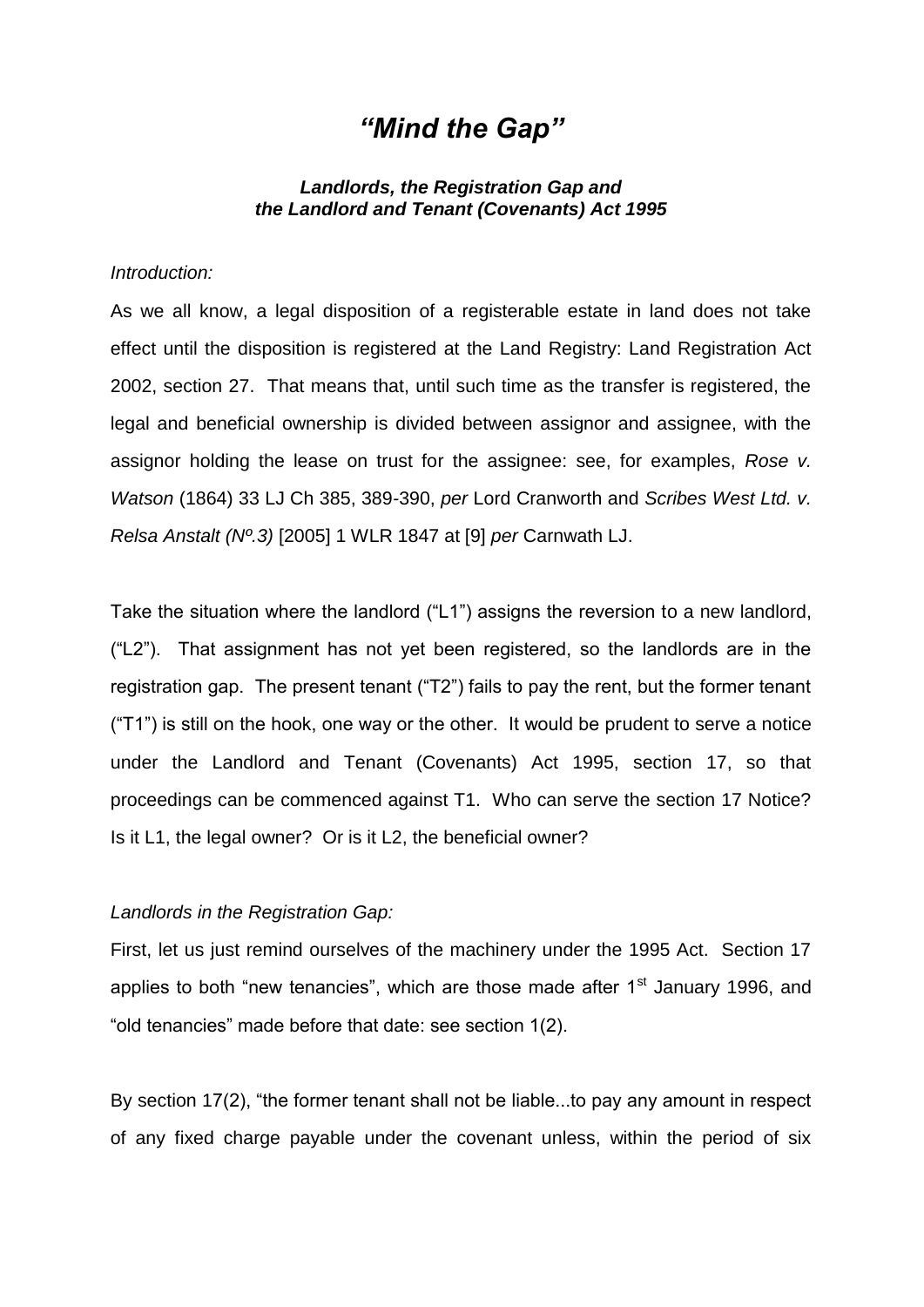# *"Mind the Gap"*

***Landlords, the Registration Gap and the Landlord and Tenant (Covenants) Act 1995***

*Introduction:*

As we all know, a legal disposition of a registerable estate in land does not take effect until the disposition is registered at the Land Registry: Land Registration Act 2002, section 27. That means that, until such time as the transfer is registered, the legal and beneficial ownership is divided between assignor and assignee, with the assignor holding the lease on trust for the assignee: see, for examples, *Rose v. Watson* (1864) 33 LJ Ch 385, 389-390, *per* Lord Cranworth and *Scribes West Ltd. v. Relsa Anstalt (Nº.3)* [2005] 1 WLR 1847 at [9] *per* Carnwath LJ.

Take the situation where the landlord ("L1") assigns the reversion to a new landlord, ("L2"). That assignment has not yet been registered, so the landlords are in the registration gap. The present tenant ("T2") fails to pay the rent, but the former tenant ("T1") is still on the hook, one way or the other. It would be prudent to serve a notice under the Landlord and Tenant (Covenants) Act 1995, section 17, so that proceedings can be commenced against T1. Who can serve the section 17 Notice? Is it L1, the legal owner? Or is it L2, the beneficial owner?

*Landlords in the Registration Gap:*

First, let us just remind ourselves of the machinery under the 1995 Act. Section 17 applies to both "new tenancies", which are those made after 1st January 1996, and "old tenancies" made before that date: see section 1(2).

By section 17(2), "the former tenant shall not be liable...to pay any amount in respect of any fixed charge payable under the covenant unless, within the period of six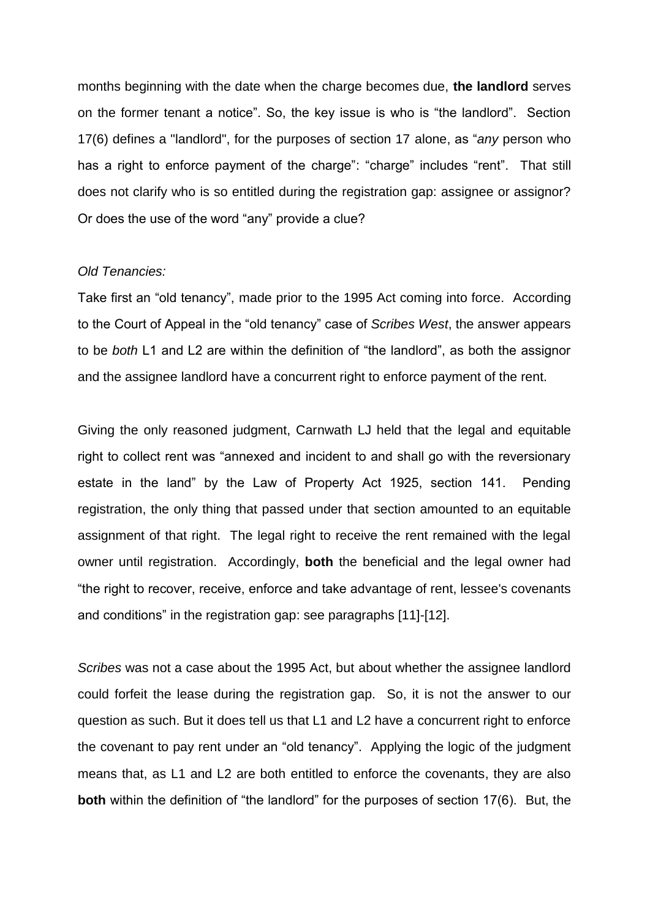months beginning with the date when the charge becomes due, **the landlord** serves on the former tenant a notice". So, the key issue is who is "the landlord". Section 17(6) defines a "landlord", for the purposes of section 17 alone, as "*any* person who has a right to enforce payment of the charge": "charge" includes "rent". That still does not clarify who is so entitled during the registration gap: assignee or assignor? Or does the use of the word "any" provide a clue?

*Old Tenancies:*

Take first an "old tenancy", made prior to the 1995 Act coming into force. According to the Court of Appeal in the "old tenancy" case of *Scribes West*, the answer appears to be *both* L1 and L2 are within the definition of "the landlord", as both the assignor and the assignee landlord have a concurrent right to enforce payment of the rent.

Giving the only reasoned judgment, Carnwath LJ held that the legal and equitable right to collect rent was "annexed and incident to and shall go with the reversionary estate in the land" by the Law of Property Act 1925, section 141. Pending registration, the only thing that passed under that section amounted to an equitable assignment of that right. The legal right to receive the rent remained with the legal owner until registration. Accordingly, **both** the beneficial and the legal owner had "the right to recover, receive, enforce and take advantage of rent, lessee's covenants and conditions" in the registration gap: see paragraphs [11]-[12].

*Scribes* was not a case about the 1995 Act, but about whether the assignee landlord could forfeit the lease during the registration gap. So, it is not the answer to our question as such. But it does tell us that L1 and L2 have a concurrent right to enforce the covenant to pay rent under an "old tenancy". Applying the logic of the judgment means that, as L1 and L2 are both entitled to enforce the covenants, they are also **both** within the definition of "the landlord" for the purposes of section 17(6). But, the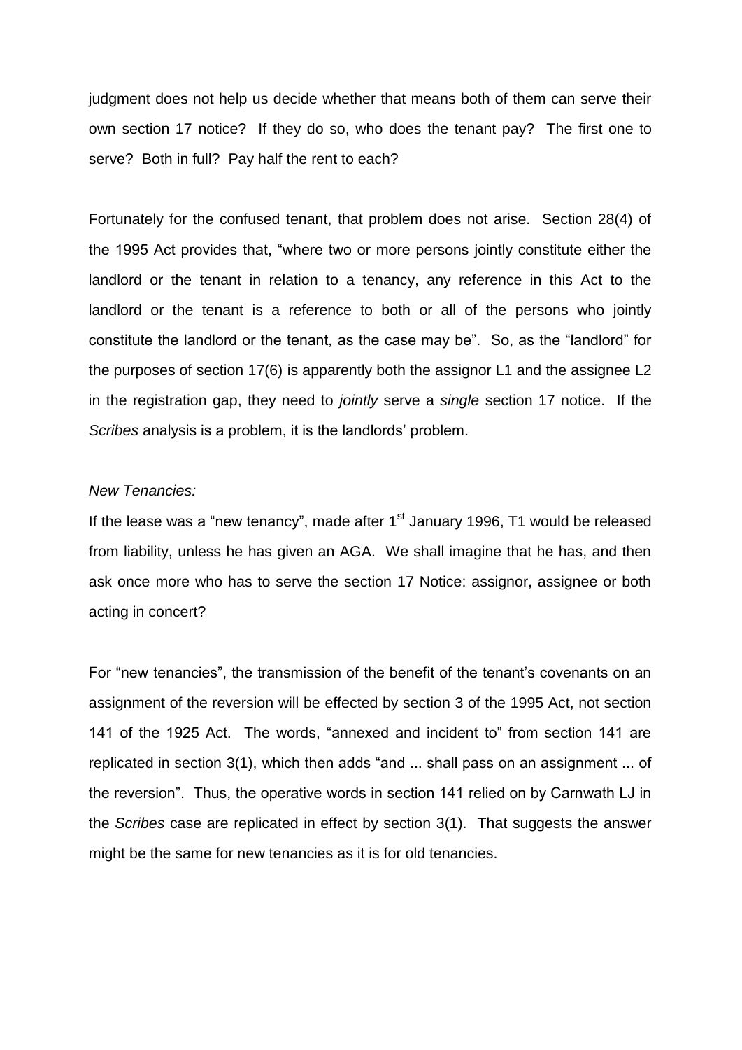judgment does not help us decide whether that means both of them can serve their own section 17 notice? If they do so, who does the tenant pay? The first one to serve? Both in full? Pay half the rent to each?

Fortunately for the confused tenant, that problem does not arise. Section 28(4) of the 1995 Act provides that, "where two or more persons jointly constitute either the landlord or the tenant in relation to a tenancy, any reference in this Act to the landlord or the tenant is a reference to both or all of the persons who jointly constitute the landlord or the tenant, as the case may be". So, as the "landlord" for the purposes of section 17(6) is apparently both the assignor L1 and the assignee L2 in the registration gap, they need to *jointly* serve a *single* section 17 notice. If the *Scribes* analysis is a problem, it is the landlords' problem.

*New Tenancies:*

If the lease was a "new tenancy", made after 1st January 1996, T1 would be released from liability, unless he has given an AGA. We shall imagine that he has, and then ask once more who has to serve the section 17 Notice: assignor, assignee or both acting in concert?

For "new tenancies", the transmission of the benefit of the tenant's covenants on an assignment of the reversion will be effected by section 3 of the 1995 Act, not section 141 of the 1925 Act. The words, "annexed and incident to" from section 141 are replicated in section 3(1), which then adds "and ... shall pass on an assignment ... of the reversion". Thus, the operative words in section 141 relied on by Carnwath LJ in the *Scribes* case are replicated in effect by section 3(1). That suggests the answer might be the same for new tenancies as it is for old tenancies.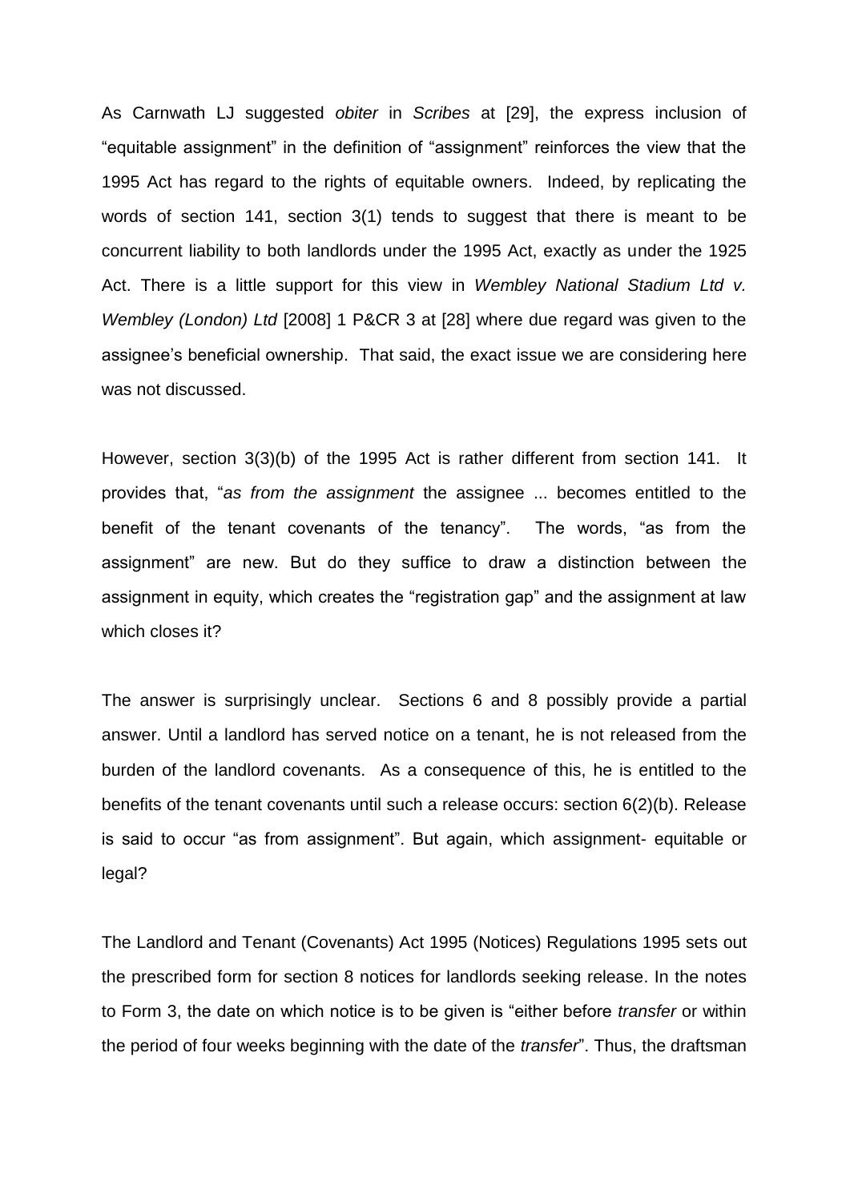As Carnwath LJ suggested *obiter* in *Scribes* at [29], the express inclusion of "equitable assignment" in the definition of "assignment" reinforces the view that the 1995 Act has regard to the rights of equitable owners. Indeed, by replicating the words of section 141, section 3(1) tends to suggest that there is meant to be concurrent liability to both landlords under the 1995 Act, exactly as under the 1925 Act. There is a little support for this view in *Wembley National Stadium Ltd v. Wembley (London) Ltd* [2008] 1 P&CR 3 at [28] where due regard was given to the assignee's beneficial ownership. That said, the exact issue we are considering here was not discussed.

However, section 3(3)(b) of the 1995 Act is rather different from section 141. It provides that, "*as from the assignment* the assignee ... becomes entitled to the benefit of the tenant covenants of the tenancy". The words, "as from the assignment" are new. But do they suffice to draw a distinction between the assignment in equity, which creates the "registration gap" and the assignment at law which closes it?

The answer is surprisingly unclear. Sections 6 and 8 possibly provide a partial answer. Until a landlord has served notice on a tenant, he is not released from the burden of the landlord covenants. As a consequence of this, he is entitled to the benefits of the tenant covenants until such a release occurs: section 6(2)(b). Release is said to occur "as from assignment". But again, which assignment- equitable or legal?

The Landlord and Tenant (Covenants) Act 1995 (Notices) Regulations 1995 sets out the prescribed form for section 8 notices for landlords seeking release. In the notes to Form 3, the date on which notice is to be given is "either before *transfer* or within the period of four weeks beginning with the date of the *transfer*". Thus, the draftsman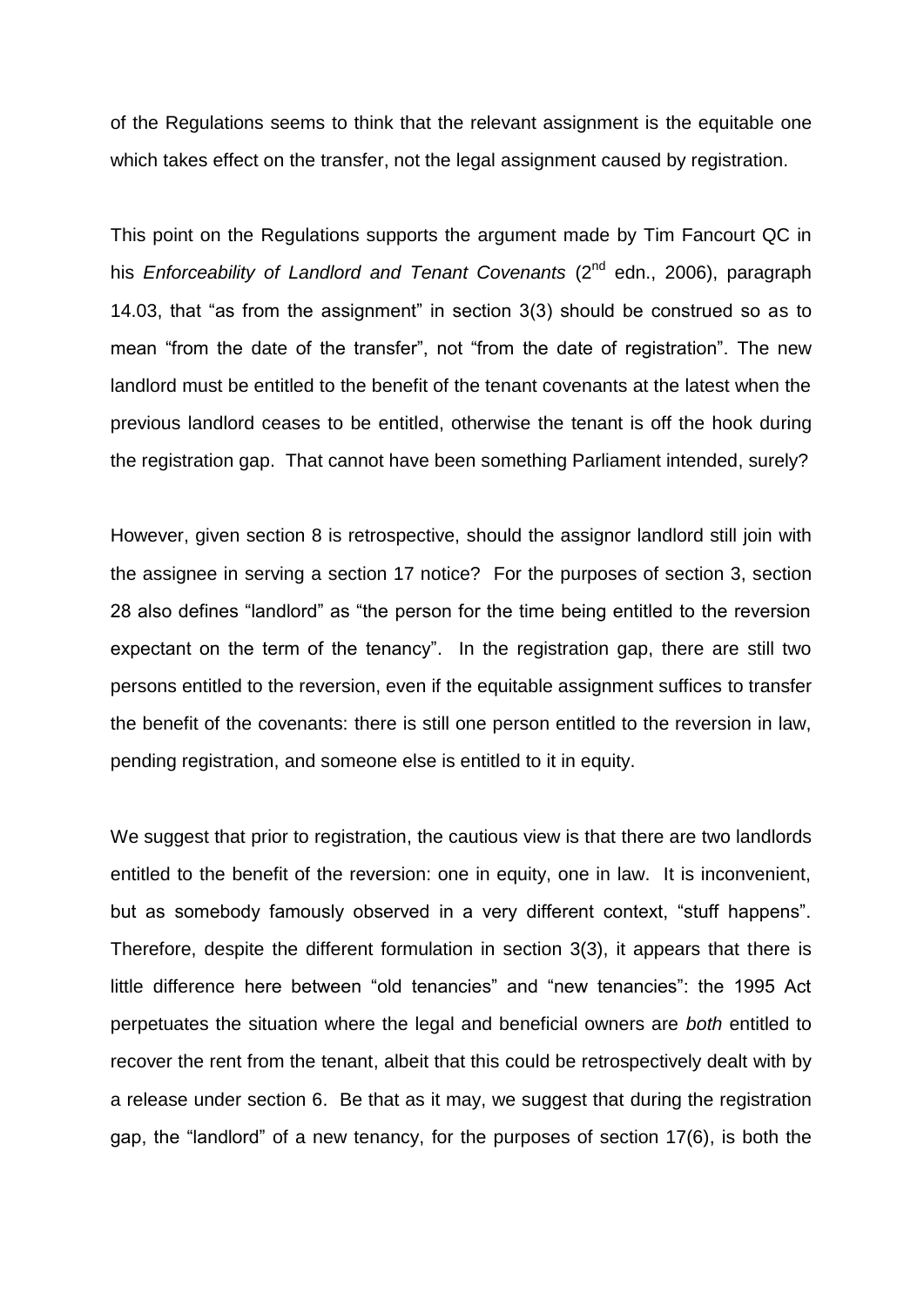of the Regulations seems to think that the relevant assignment is the equitable one which takes effect on the transfer, not the legal assignment caused by registration.

This point on the Regulations supports the argument made by Tim Fancourt QC in his *Enforceability of Landlord and Tenant Covenants* (2nd edn., 2006), paragraph 14.03, that "as from the assignment" in section 3(3) should be construed so as to mean "from the date of the transfer", not "from the date of registration". The new landlord must be entitled to the benefit of the tenant covenants at the latest when the previous landlord ceases to be entitled, otherwise the tenant is off the hook during the registration gap. That cannot have been something Parliament intended, surely?

However, given section 8 is retrospective, should the assignor landlord still join with the assignee in serving a section 17 notice? For the purposes of section 3, section 28 also defines "landlord" as "the person for the time being entitled to the reversion expectant on the term of the tenancy". In the registration gap, there are still two persons entitled to the reversion, even if the equitable assignment suffices to transfer the benefit of the covenants: there is still one person entitled to the reversion in law, pending registration, and someone else is entitled to it in equity.

We suggest that prior to registration, the cautious view is that there are two landlords entitled to the benefit of the reversion: one in equity, one in law. It is inconvenient, but as somebody famously observed in a very different context, "stuff happens". Therefore, despite the different formulation in section 3(3), it appears that there is little difference here between "old tenancies" and "new tenancies": the 1995 Act perpetuates the situation where the legal and beneficial owners are *both* entitled to recover the rent from the tenant, albeit that this could be retrospectively dealt with by a release under section 6. Be that as it may, we suggest that during the registration gap, the "landlord" of a new tenancy, for the purposes of section 17(6), is both the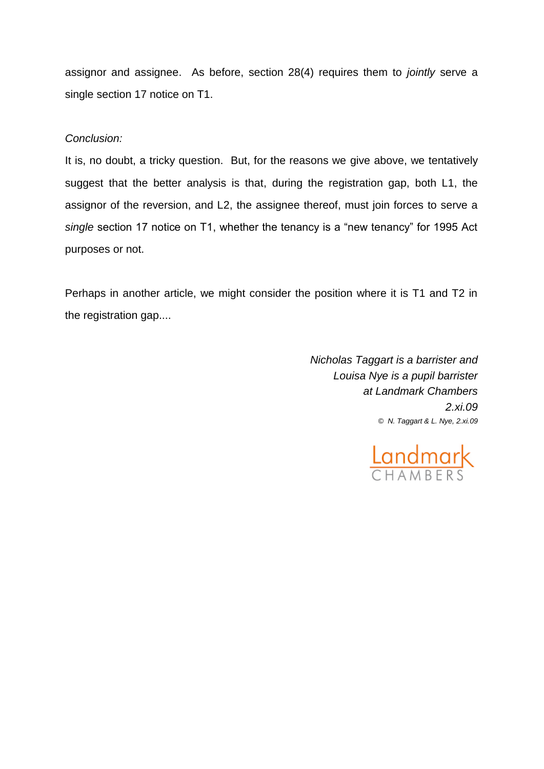assignor and assignee. As before, section 28(4) requires them to *jointly* serve a single section 17 notice on T1.

*Conclusion:*

It is, no doubt, a tricky question. But, for the reasons we give above, we tentatively suggest that the better analysis is that, during the registration gap, both L1, the assignor of the reversion, and L2, the assignee thereof, must join forces to serve a *single* section 17 notice on T1, whether the tenancy is a "new tenancy" for 1995 Act purposes or not.

Perhaps in another article, we might consider the position where it is T1 and T2 in the registration gap....

*Nicholas Taggart is a barrister and*
*Louisa Nye is a pupil barrister*
*at Landmark Chambers*
*2.xi.09*

*© N. Taggart & L. Nye, 2.xi.09*

Landmark
CHAMBERS